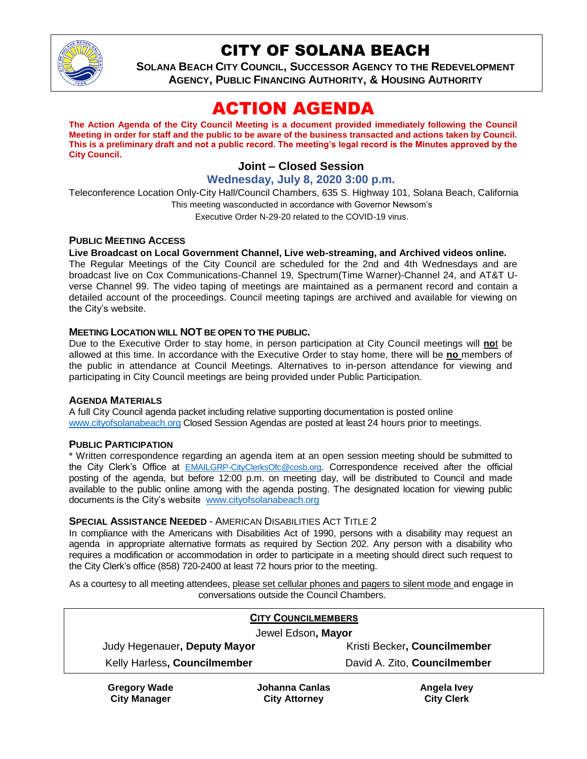# CITY OF SOLANA BEACH

**SOLANA BEACH CITY COUNCIL, SUCCESSOR AGENCY TO THE REDEVELOPMENT AGENCY, PUBLIC FINANCING AUTHORITY, & HOUSING AUTHORITY**

# ACTION AGENDA

**The Action Agenda of the City Council Meeting is a document provided immediately following the Council Meeting in order for staff and the public to be aware of the business transacted and actions taken by Council. This is a preliminary draft and not a public record. The meeting's legal record is the Minutes approved by the City Council.**

## Joint – Closed Session

### Wednesday, July 8, 2020 3:00 p.m.

Teleconference Location Only-City Hall/Council Chambers, 635 S. Highway 101, Solana Beach, California

This meeting wasconducted in accordance with Governor Newsom's Executive Order N-29-20 related to the COVID-19 virus.

**PUBLIC MEETING ACCESS**

**Live Broadcast on Local Government Channel, Live web-streaming, and Archived videos online.**

The Regular Meetings of the City Council are scheduled for the 2nd and 4th Wednesdays and are broadcast live on Cox Communications-Channel 19, Spectrum(Time Warner)-Channel 24, and AT&T U-verse Channel 99. The video taping of meetings are maintained as a permanent record and contain a detailed account of the proceedings. Council meeting tapings are archived and available for viewing on the City's website.

**MEETING LOCATION WILL NOT BE OPEN TO THE PUBLIC.**

Due to the Executive Order to stay home, in person participation at City Council meetings will **not** be allowed at this time. In accordance with the Executive Order to stay home, there will be **no** members of the public in attendance at Council Meetings. Alternatives to in-person attendance for viewing and participating in City Council meetings are being provided under Public Participation.

**AGENDA MATERIALS**

A full City Council agenda packet including relative supporting documentation is posted online www.cityofsolanabeach.org Closed Session Agendas are posted at least 24 hours prior to meetings.

**PUBLIC PARTICIPATION**

* Written correspondence regarding an agenda item at an open session meeting should be submitted to the City Clerk's Office at EMAILGRP-CityClerksOfc@cosb.org. Correspondence received after the official posting of the agenda, but before 12:00 p.m. on meeting day, will be distributed to Council and made available to the public online among with the agenda posting. The designated location for viewing public documents is the City's website www.cityofsolanabeach.org

**SPECIAL ASSISTANCE NEEDED** - AMERICAN DISABILITIES ACT TITLE 2

In compliance with the Americans with Disabilities Act of 1990, persons with a disability may request an agenda in appropriate alternative formats as required by Section 202. Any person with a disability who requires a modification or accommodation in order to participate in a meeting should direct such request to the City Clerk's office (858) 720-2400 at least 72 hours prior to the meeting.

As a courtesy to all meeting attendees, please set cellular phones and pagers to silent mode and engage in conversations outside the Council Chambers.

**CITY COUNCILMEMBERS**

Jewel Edson, **Mayor**

| | |
|---|---|
| Judy Hegenauer, **Deputy Mayor** | Kristi Becker, **Councilmember** |
| Kelly Harless, **Councilmember** | David A. Zito, **Councilmember** |

| | | |
|---|---|---|
| **Gregory Wade**<br>**City Manager** | **Johanna Canlas**<br>**City Attorney** | **Angela Ivey**<br>**City Clerk** |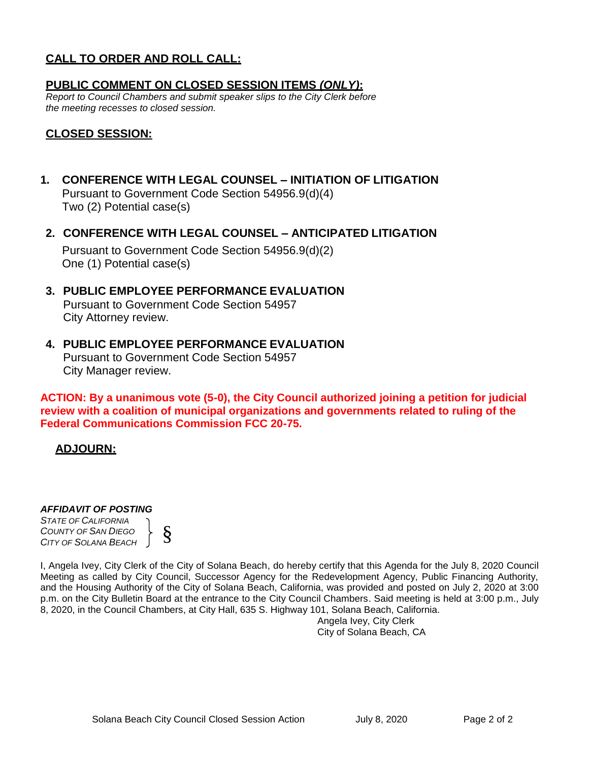## CALL TO ORDER AND ROLL CALL:

## PUBLIC COMMENT ON CLOSED SESSION ITEMS *(ONLY)*:

*Report to Council Chambers and submit speaker slips to the City Clerk before the meeting recesses to closed session.*

## CLOSED SESSION:

1. **CONFERENCE WITH LEGAL COUNSEL – INITIATION OF LITIGATION**
   Pursuant to Government Code Section 54956.9(d)(4)
   Two (2) Potential case(s)

2. **CONFERENCE WITH LEGAL COUNSEL – ANTICIPATED LITIGATION**
   Pursuant to Government Code Section 54956.9(d)(2)
   One (1) Potential case(s)

3. **PUBLIC EMPLOYEE PERFORMANCE EVALUATION**
   Pursuant to Government Code Section 54957
   City Attorney review.

4. **PUBLIC EMPLOYEE PERFORMANCE EVALUATION**
   Pursuant to Government Code Section 54957
   City Manager review.

**ACTION: By a unanimous vote (5-0), the City Council authorized joining a petition for judicial review with a coalition of municipal organizations and governments related to ruling of the Federal Communications Commission FCC 20-75.**

## ADJOURN:

***AFFIDAVIT OF POSTING***

*STATE OF CALIFORNIA*
*COUNTY OF SAN DIEGO* } §
*CITY OF SOLANA BEACH*

I, Angela Ivey, City Clerk of the City of Solana Beach, do hereby certify that this Agenda for the July 8, 2020 Council Meeting as called by City Council, Successor Agency for the Redevelopment Agency, Public Financing Authority, and the Housing Authority of the City of Solana Beach, California, was provided and posted on July 2, 2020 at 3:00 p.m. on the City Bulletin Board at the entrance to the City Council Chambers. Said meeting is held at 3:00 p.m., July 8, 2020, in the Council Chambers, at City Hall, 635 S. Highway 101, Solana Beach, California.

Angela Ivey, City Clerk
City of Solana Beach, CA